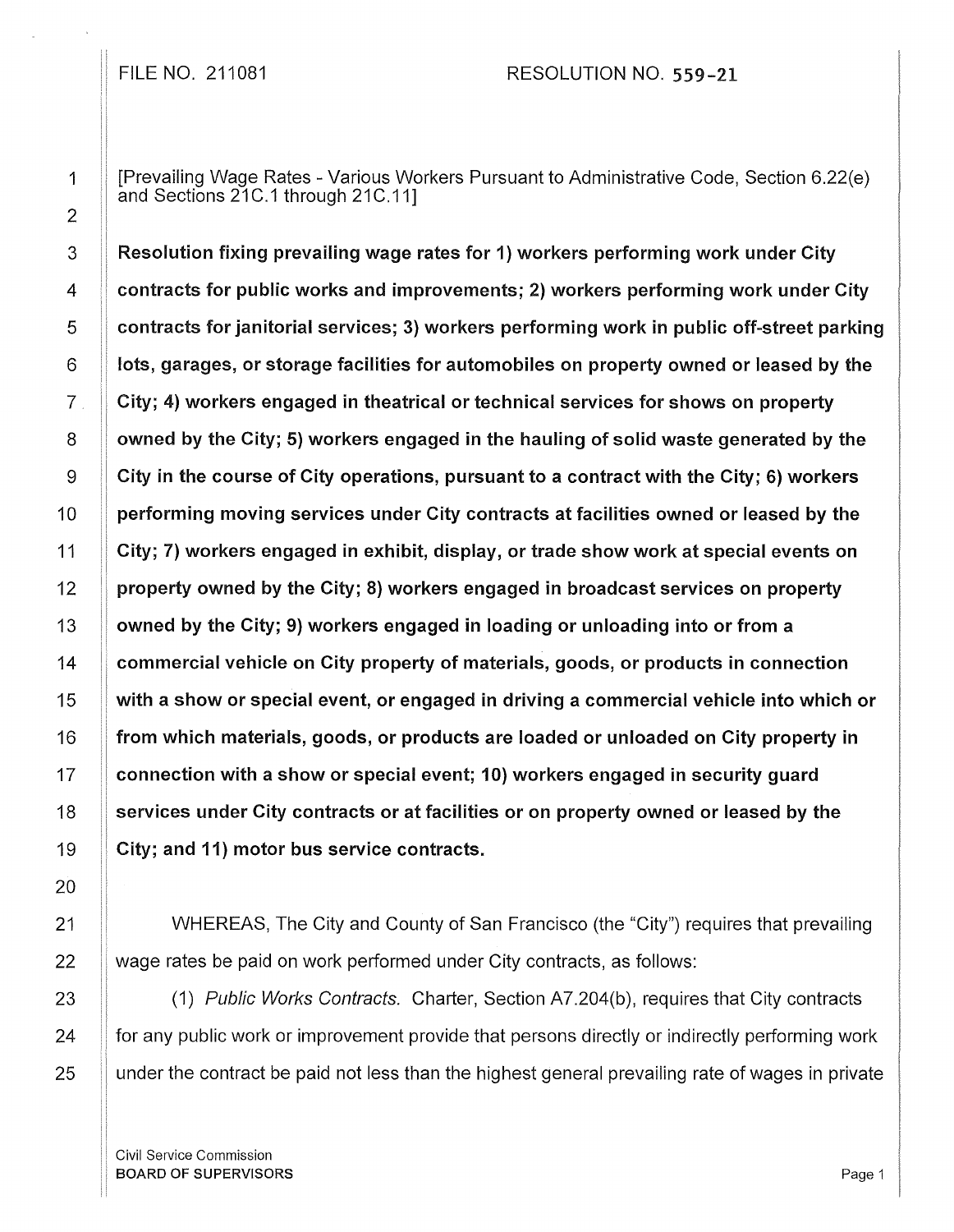FILE NO. 211081 RESOLUTION NO. 559-21

[Prevailing Wage Rates - Various Workers Pursuant to Administrative Code, Section 6.22(e) and Sections 21C.1 through 21C.11]

**Resolution fixing prevailing wage rates for 1) workers performing work under City contracts for public works and improvements; 2) workers performing work under City contracts for janitorial services; 3) workers performing work in public off-street parking lots, garages, or storage facilities for automobiles on property owned or leased by the City; 4) workers engaged in theatrical or technical services for shows on property owned by the City; 5) workers engaged in the hauling of solid waste generated by the City in the course of City operations, pursuant to a contract with the City; 6) workers performing moving services under City contracts at facilities owned or leased by the City; 7) workers engaged in exhibit, display, or trade show work at special events on property owned by the City; 8) workers engaged in broadcast services on property owned by the City; 9) workers engaged in loading or unloading into or from a commercial vehicle on City property of materials, goods, or products in connection with a show or special event, or engaged in driving a commercial vehicle into which or from which materials, goods, or products are loaded or unloaded on City property in connection with a show or special event; 10) workers engaged in security guard services under City contracts or at facilities or on property owned or leased by the City; and 11) motor bus service contracts.**

WHEREAS, The City and County of San Francisco (the "City") requires that prevailing wage rates be paid on work performed under City contracts, as follows:

(1) *Public Works Contracts.* Charter, Section A7.204(b), requires that City contracts for any public work or improvement provide that persons directly or indirectly performing work under the contract be paid not less than the highest general prevailing rate of wages in private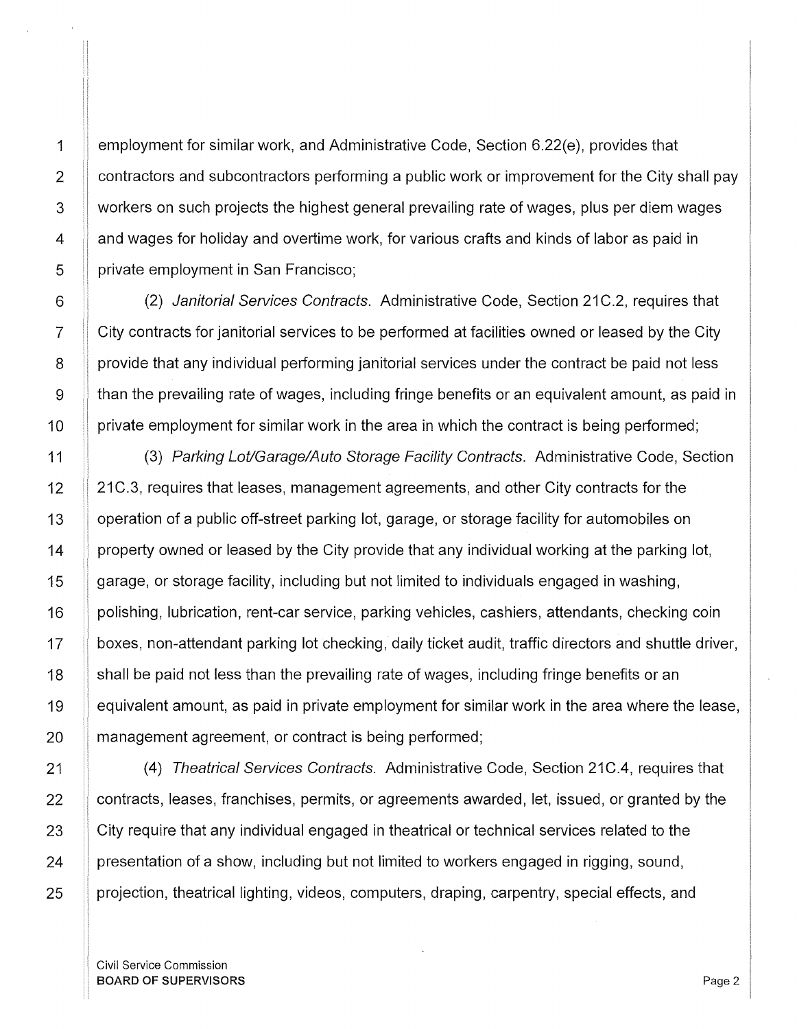employment for similar work, and Administrative Code, Section 6.22(e), provides that contractors and subcontractors performing a public work or improvement for the City shall pay workers on such projects the highest general prevailing rate of wages, plus per diem wages and wages for holiday and overtime work, for various crafts and kinds of labor as paid in private employment in San Francisco;

(2) *Janitorial Services Contracts.* Administrative Code, Section 21C.2, requires that City contracts for janitorial services to be performed at facilities owned or leased by the City provide that any individual performing janitorial services under the contract be paid not less than the prevailing rate of wages, including fringe benefits or an equivalent amount, as paid in private employment for similar work in the area in which the contract is being performed;

(3) *Parking Lot/Garage/Auto Storage Facility Contracts.* Administrative Code, Section 21C.3, requires that leases, management agreements, and other City contracts for the operation of a public off-street parking lot, garage, or storage facility for automobiles on property owned or leased by the City provide that any individual working at the parking lot, garage, or storage facility, including but not limited to individuals engaged in washing, polishing, lubrication, rent-car service, parking vehicles, cashiers, attendants, checking coin boxes, non-attendant parking lot checking, daily ticket audit, traffic directors and shuttle driver, shall be paid not less than the prevailing rate of wages, including fringe benefits or an equivalent amount, as paid in private employment for similar work in the area where the lease, management agreement, or contract is being performed;

(4) *Theatrical Services Contracts.* Administrative Code, Section 21C.4, requires that contracts, leases, franchises, permits, or agreements awarded, let, issued, or granted by the City require that any individual engaged in theatrical or technical services related to the presentation of a show, including but not limited to workers engaged in rigging, sound, projection, theatrical lighting, videos, computers, draping, carpentry, special effects, and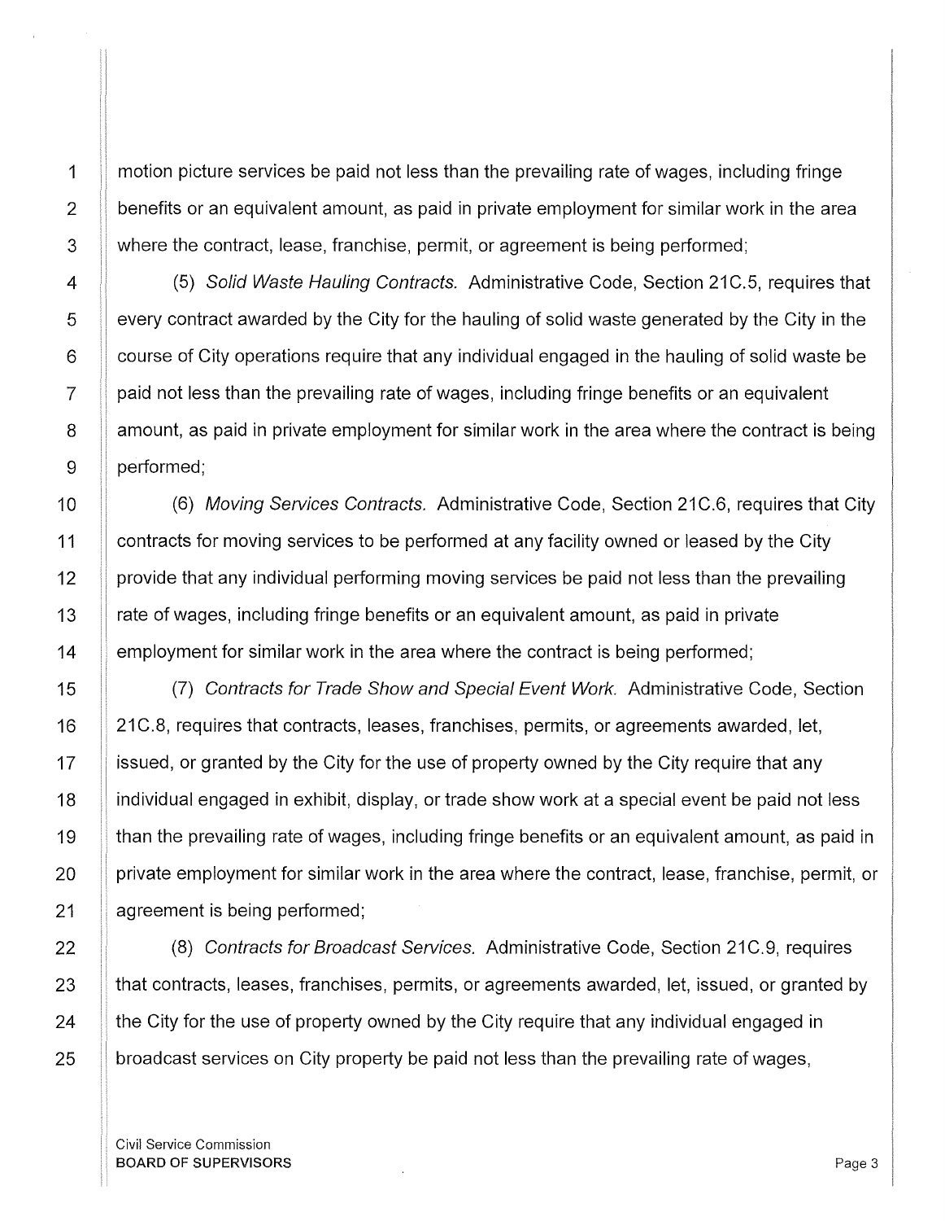motion picture services be paid not less than the prevailing rate of wages, including fringe benefits or an equivalent amount, as paid in private employment for similar work in the area where the contract, lease, franchise, permit, or agreement is being performed;

(5) *Solid Waste Hauling Contracts.* Administrative Code, Section 21C.5, requires that every contract awarded by the City for the hauling of solid waste generated by the City in the course of City operations require that any individual engaged in the hauling of solid waste be paid not less than the prevailing rate of wages, including fringe benefits or an equivalent amount, as paid in private employment for similar work in the area where the contract is being performed;

(6) *Moving Services Contracts.* Administrative Code, Section 21C.6, requires that City contracts for moving services to be performed at any facility owned or leased by the City provide that any individual performing moving services be paid not less than the prevailing rate of wages, including fringe benefits or an equivalent amount, as paid in private employment for similar work in the area where the contract is being performed;

(7) *Contracts for Trade Show and Special Event Work.* Administrative Code, Section 21C.8, requires that contracts, leases, franchises, permits, or agreements awarded, let, issued, or granted by the City for the use of property owned by the City require that any individual engaged in exhibit, display, or trade show work at a special event be paid not less than the prevailing rate of wages, including fringe benefits or an equivalent amount, as paid in private employment for similar work in the area where the contract, lease, franchise, permit, or agreement is being performed;

(8) *Contracts for Broadcast Services.* Administrative Code, Section 21C.9, requires that contracts, leases, franchises, permits, or agreements awarded, let, issued, or granted by the City for the use of property owned by the City require that any individual engaged in broadcast services on City property be paid not less than the prevailing rate of wages,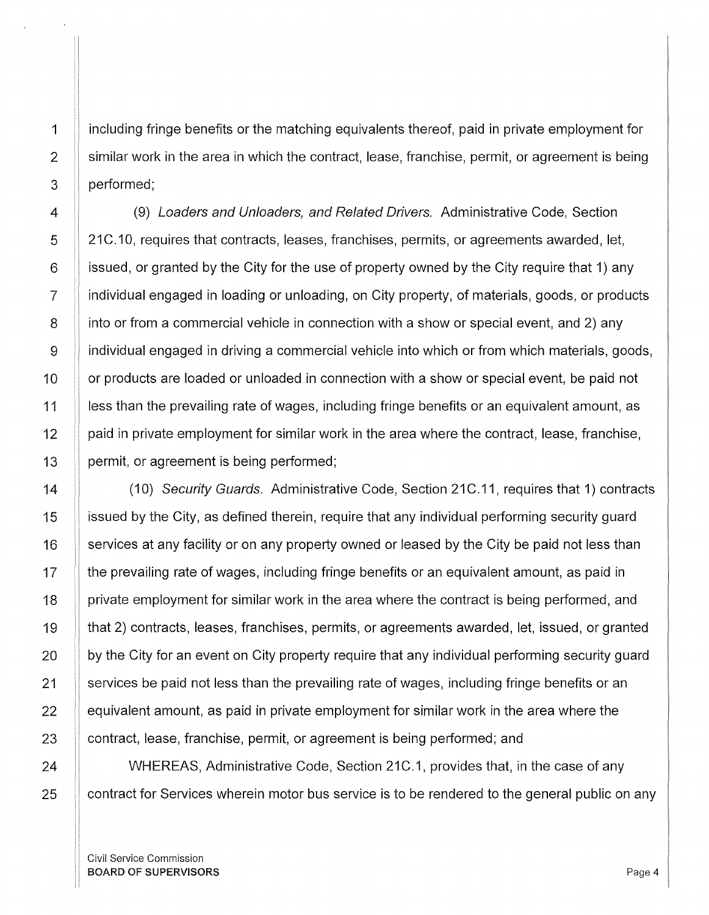including fringe benefits or the matching equivalents thereof, paid in private employment for similar work in the area in which the contract, lease, franchise, permit, or agreement is being performed;

(9) *Loaders and Unloaders, and Related Drivers.* Administrative Code, Section 21C.10, requires that contracts, leases, franchises, permits, or agreements awarded, let, issued, or granted by the City for the use of property owned by the City require that 1) any individual engaged in loading or unloading, on City property, of materials, goods, or products into or from a commercial vehicle in connection with a show or special event, and 2) any individual engaged in driving a commercial vehicle into which or from which materials, goods, or products are loaded or unloaded in connection with a show or special event, be paid not less than the prevailing rate of wages, including fringe benefits or an equivalent amount, as paid in private employment for similar work in the area where the contract, lease, franchise, permit, or agreement is being performed;

(10) *Security Guards.* Administrative Code, Section 21C.11, requires that 1) contracts issued by the City, as defined therein, require that any individual performing security guard services at any facility or on any property owned or leased by the City be paid not less than the prevailing rate of wages, including fringe benefits or an equivalent amount, as paid in private employment for similar work in the area where the contract is being performed, and that 2) contracts, leases, franchises, permits, or agreements awarded, let, issued, or granted by the City for an event on City property require that any individual performing security guard services be paid not less than the prevailing rate of wages, including fringe benefits or an equivalent amount, as paid in private employment for similar work in the area where the contract, lease, franchise, permit, or agreement is being performed; and

WHEREAS, Administrative Code, Section 21C.1, provides that, in the case of any contract for Services wherein motor bus service is to be rendered to the general public on any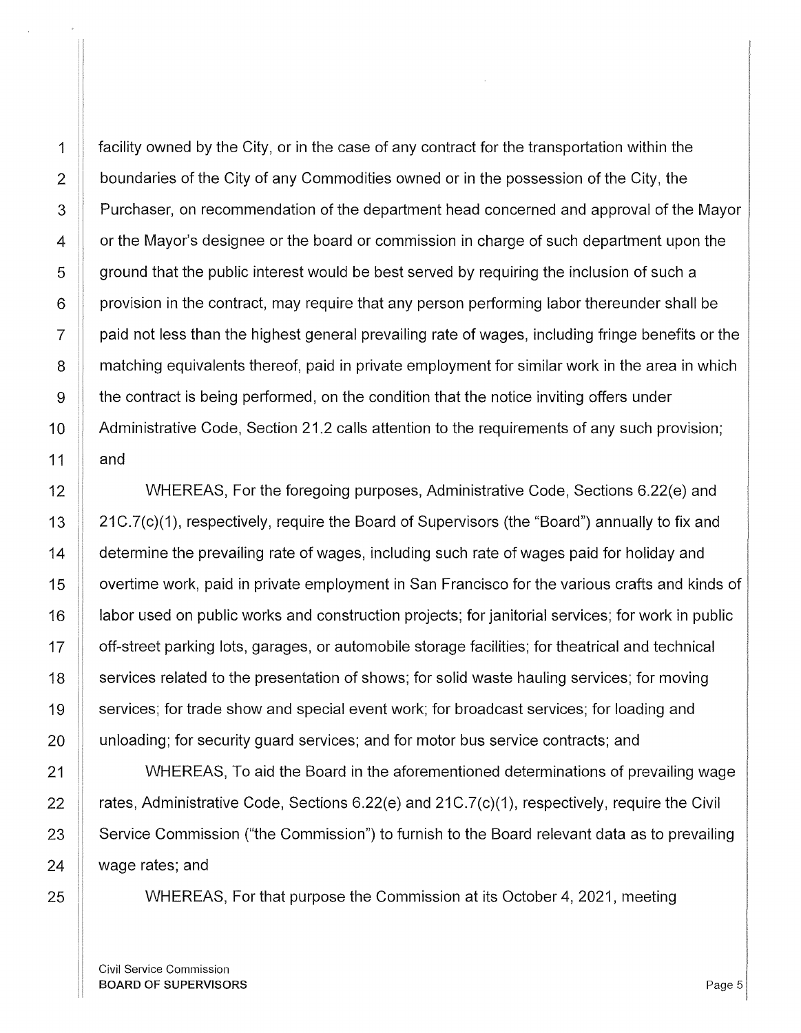facility owned by the City, or in the case of any contract for the transportation within the boundaries of the City of any Commodities owned or in the possession of the City, the Purchaser, on recommendation of the department head concerned and approval of the Mayor or the Mayor's designee or the board or commission in charge of such department upon the ground that the public interest would be best served by requiring the inclusion of such a provision in the contract, may require that any person performing labor thereunder shall be paid not less than the highest general prevailing rate of wages, including fringe benefits or the matching equivalents thereof, paid in private employment for similar work in the area in which the contract is being performed, on the condition that the notice inviting offers under Administrative Code, Section 21.2 calls attention to the requirements of any such provision; and

WHEREAS, For the foregoing purposes, Administrative Code, Sections 6.22(e) and 21C.7(c)(1), respectively, require the Board of Supervisors (the "Board") annually to fix and determine the prevailing rate of wages, including such rate of wages paid for holiday and overtime work, paid in private employment in San Francisco for the various crafts and kinds of labor used on public works and construction projects; for janitorial services; for work in public off-street parking lots, garages, or automobile storage facilities; for theatrical and technical services related to the presentation of shows; for solid waste hauling services; for moving services; for trade show and special event work; for broadcast services; for loading and unloading; for security guard services; and for motor bus service contracts; and

WHEREAS, To aid the Board in the aforementioned determinations of prevailing wage rates, Administrative Code, Sections 6.22(e) and 21C.7(c)(1), respectively, require the Civil Service Commission ("the Commission") to furnish to the Board relevant data as to prevailing wage rates; and

WHEREAS, For that purpose the Commission at its October 4, 2021, meeting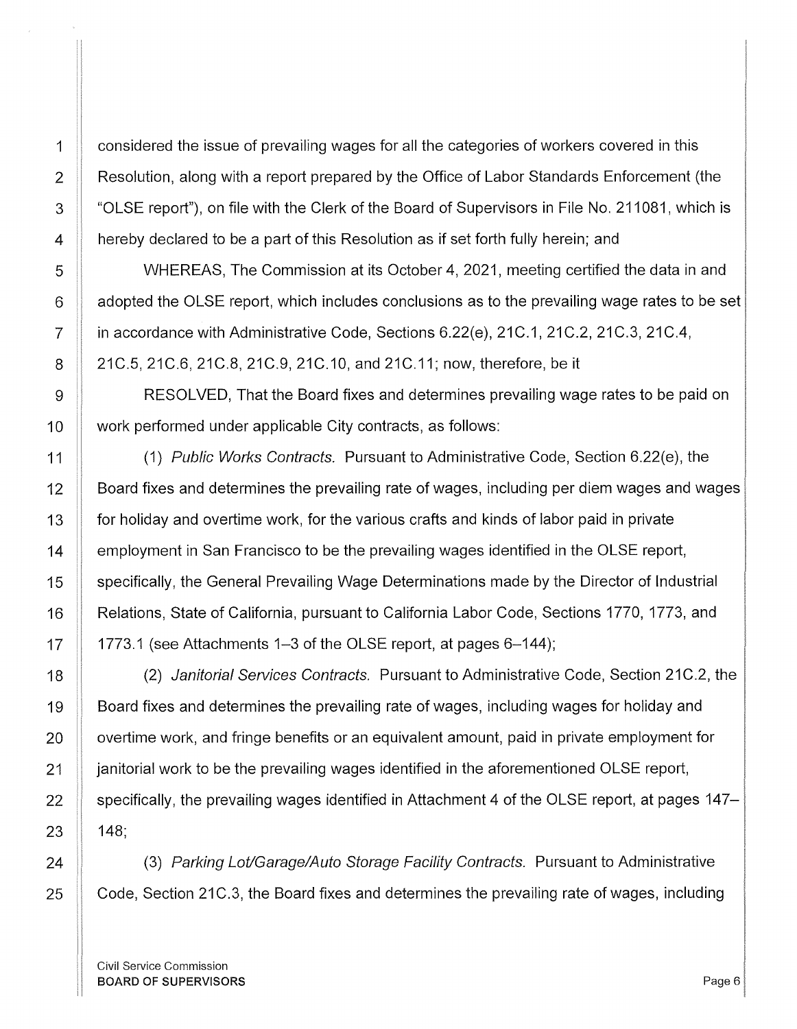considered the issue of prevailing wages for all the categories of workers covered in this Resolution, along with a report prepared by the Office of Labor Standards Enforcement (the "OLSE report"), on file with the Clerk of the Board of Supervisors in File No. 211081, which is hereby declared to be a part of this Resolution as if set forth fully herein; and

WHEREAS, The Commission at its October 4, 2021, meeting certified the data in and adopted the OLSE report, which includes conclusions as to the prevailing wage rates to be set in accordance with Administrative Code, Sections 6.22(e), 21C.1, 21C.2, 21C.3, 21C.4, 21C.5, 21C.6, 21C.8, 21C.9, 21C.10, and 21C.11; now, therefore, be it

RESOLVED, That the Board fixes and determines prevailing wage rates to be paid on work performed under applicable City contracts, as follows:

(1) *Public Works Contracts.* Pursuant to Administrative Code, Section 6.22(e), the Board fixes and determines the prevailing rate of wages, including per diem wages and wages for holiday and overtime work, for the various crafts and kinds of labor paid in private employment in San Francisco to be the prevailing wages identified in the OLSE report, specifically, the General Prevailing Wage Determinations made by the Director of Industrial Relations, State of California, pursuant to California Labor Code, Sections 1770, 1773, and 1773.1 (see Attachments 1–3 of the OLSE report, at pages 6–144);

(2) *Janitorial Services Contracts.* Pursuant to Administrative Code, Section 21C.2, the Board fixes and determines the prevailing rate of wages, including wages for holiday and overtime work, and fringe benefits or an equivalent amount, paid in private employment for janitorial work to be the prevailing wages identified in the aforementioned OLSE report, specifically, the prevailing wages identified in Attachment 4 of the OLSE report, at pages 147–148;

(3) *Parking Lot/Garage/Auto Storage Facility Contracts.* Pursuant to Administrative Code, Section 21C.3, the Board fixes and determines the prevailing rate of wages, including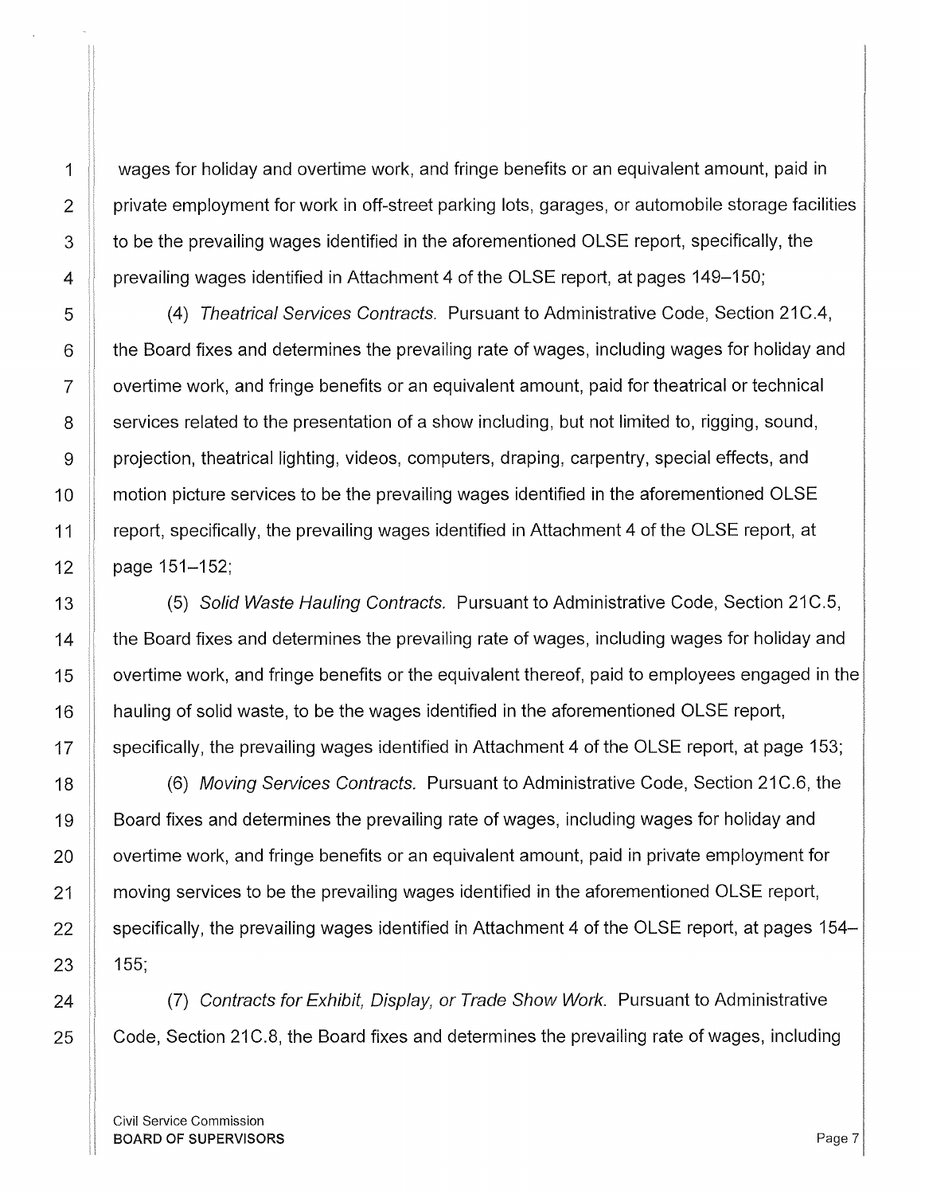wages for holiday and overtime work, and fringe benefits or an equivalent amount, paid in private employment for work in off-street parking lots, garages, or automobile storage facilities to be the prevailing wages identified in the aforementioned OLSE report, specifically, the prevailing wages identified in Attachment 4 of the OLSE report, at pages 149–150;

(4) *Theatrical Services Contracts.* Pursuant to Administrative Code, Section 21C.4, the Board fixes and determines the prevailing rate of wages, including wages for holiday and overtime work, and fringe benefits or an equivalent amount, paid for theatrical or technical services related to the presentation of a show including, but not limited to, rigging, sound, projection, theatrical lighting, videos, computers, draping, carpentry, special effects, and motion picture services to be the prevailing wages identified in the aforementioned OLSE report, specifically, the prevailing wages identified in Attachment 4 of the OLSE report, at page 151–152;

(5) *Solid Waste Hauling Contracts.* Pursuant to Administrative Code, Section 21C.5, the Board fixes and determines the prevailing rate of wages, including wages for holiday and overtime work, and fringe benefits or the equivalent thereof, paid to employees engaged in the hauling of solid waste, to be the wages identified in the aforementioned OLSE report, specifically, the prevailing wages identified in Attachment 4 of the OLSE report, at page 153;

(6) *Moving Services Contracts.* Pursuant to Administrative Code, Section 21C.6, the Board fixes and determines the prevailing rate of wages, including wages for holiday and overtime work, and fringe benefits or an equivalent amount, paid in private employment for moving services to be the prevailing wages identified in the aforementioned OLSE report, specifically, the prevailing wages identified in Attachment 4 of the OLSE report, at pages 154–155;

(7) *Contracts for Exhibit, Display, or Trade Show Work.* Pursuant to Administrative Code, Section 21C.8, the Board fixes and determines the prevailing rate of wages, including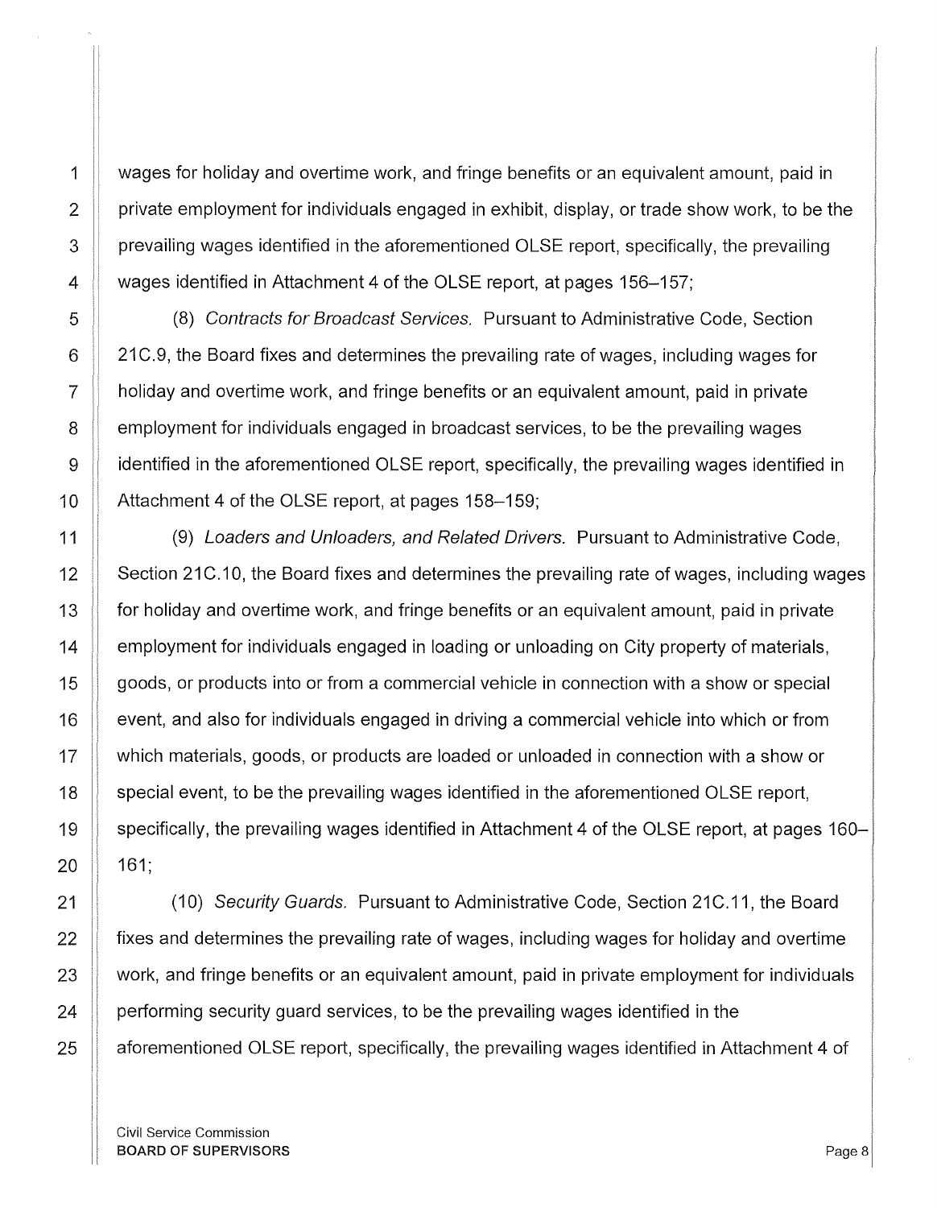wages for holiday and overtime work, and fringe benefits or an equivalent amount, paid in private employment for individuals engaged in exhibit, display, or trade show work, to be the prevailing wages identified in the aforementioned OLSE report, specifically, the prevailing wages identified in Attachment 4 of the OLSE report, at pages 156–157;

(8) *Contracts for Broadcast Services.* Pursuant to Administrative Code, Section 21C.9, the Board fixes and determines the prevailing rate of wages, including wages for holiday and overtime work, and fringe benefits or an equivalent amount, paid in private employment for individuals engaged in broadcast services, to be the prevailing wages identified in the aforementioned OLSE report, specifically, the prevailing wages identified in Attachment 4 of the OLSE report, at pages 158–159;

(9) *Loaders and Unloaders, and Related Drivers.* Pursuant to Administrative Code, Section 21C.10, the Board fixes and determines the prevailing rate of wages, including wages for holiday and overtime work, and fringe benefits or an equivalent amount, paid in private employment for individuals engaged in loading or unloading on City property of materials, goods, or products into or from a commercial vehicle in connection with a show or special event, and also for individuals engaged in driving a commercial vehicle into which or from which materials, goods, or products are loaded or unloaded in connection with a show or special event, to be the prevailing wages identified in the aforementioned OLSE report, specifically, the prevailing wages identified in Attachment 4 of the OLSE report, at pages 160–161;

(10) *Security Guards.* Pursuant to Administrative Code, Section 21C.11, the Board fixes and determines the prevailing rate of wages, including wages for holiday and overtime work, and fringe benefits or an equivalent amount, paid in private employment for individuals performing security guard services, to be the prevailing wages identified in the aforementioned OLSE report, specifically, the prevailing wages identified in Attachment 4 of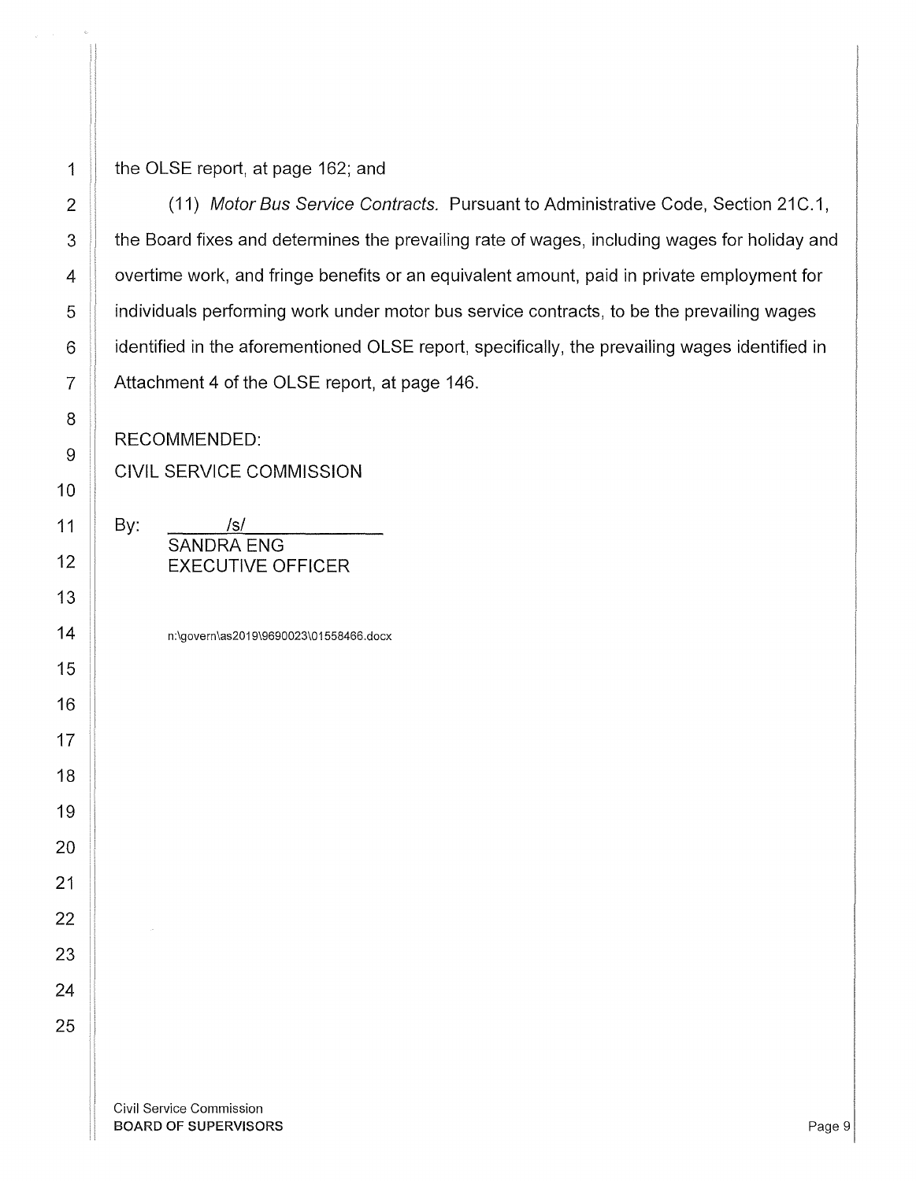the OLSE report, at page 162; and

(11) *Motor Bus Service Contracts.* Pursuant to Administrative Code, Section 21C.1, the Board fixes and determines the prevailing rate of wages, including wages for holiday and overtime work, and fringe benefits or an equivalent amount, paid in private employment for individuals performing work under motor bus service contracts, to be the prevailing wages identified in the aforementioned OLSE report, specifically, the prevailing wages identified in Attachment 4 of the OLSE report, at page 146.

RECOMMENDED:
CIVIL SERVICE COMMISSION

By: /s/
SANDRA ENG
EXECUTIVE OFFICER

n:\govern\as2019\9690023\01558466.docx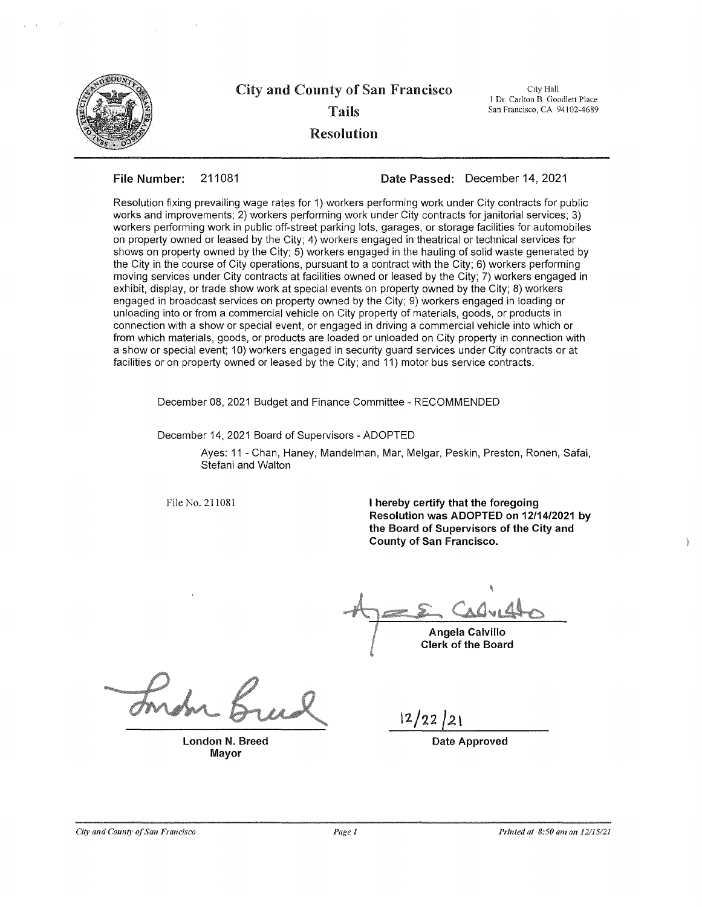# City and County of San Francisco

## Tails

## Resolution

City Hall
1 Dr. Carlton B. Goodlett Place
San Francisco, CA 94102-4689

**File Number:** 211081 **Date Passed:** December 14, 2021

Resolution fixing prevailing wage rates for 1) workers performing work under City contracts for public works and improvements; 2) workers performing work under City contracts for janitorial services; 3) workers performing work in public off-street parking lots, garages, or storage facilities for automobiles on property owned or leased by the City; 4) workers engaged in theatrical or technical services for shows on property owned by the City; 5) workers engaged in the hauling of solid waste generated by the City in the course of City operations, pursuant to a contract with the City; 6) workers performing moving services under City contracts at facilities owned or leased by the City; 7) workers engaged in exhibit, display, or trade show work at special events on property owned by the City; 8) workers engaged in broadcast services on property owned by the City; 9) workers engaged in loading or unloading into or from a commercial vehicle on City property of materials, goods, or products in connection with a show or special event, or engaged in driving a commercial vehicle into which or from which materials, goods, or products are loaded or unloaded on City property in connection with a show or special event; 10) workers engaged in security guard services under City contracts or at facilities or on property owned or leased by the City; and 11) motor bus service contracts.

December 08, 2021 Budget and Finance Committee - RECOMMENDED

December 14, 2021 Board of Supervisors - ADOPTED

Ayes: 11 - Chan, Haney, Mandelman, Mar, Melgar, Peskin, Preston, Ronen, Safai, Stefani and Walton

File No. 211081

**I hereby certify that the foregoing Resolution was ADOPTED on 12/14/2021 by the Board of Supervisors of the City and County of San Francisco.**

**Angela Calvillo**
**Clerk of the Board**

**London N. Breed**
**Mayor**

12/22/21

**Date Approved**